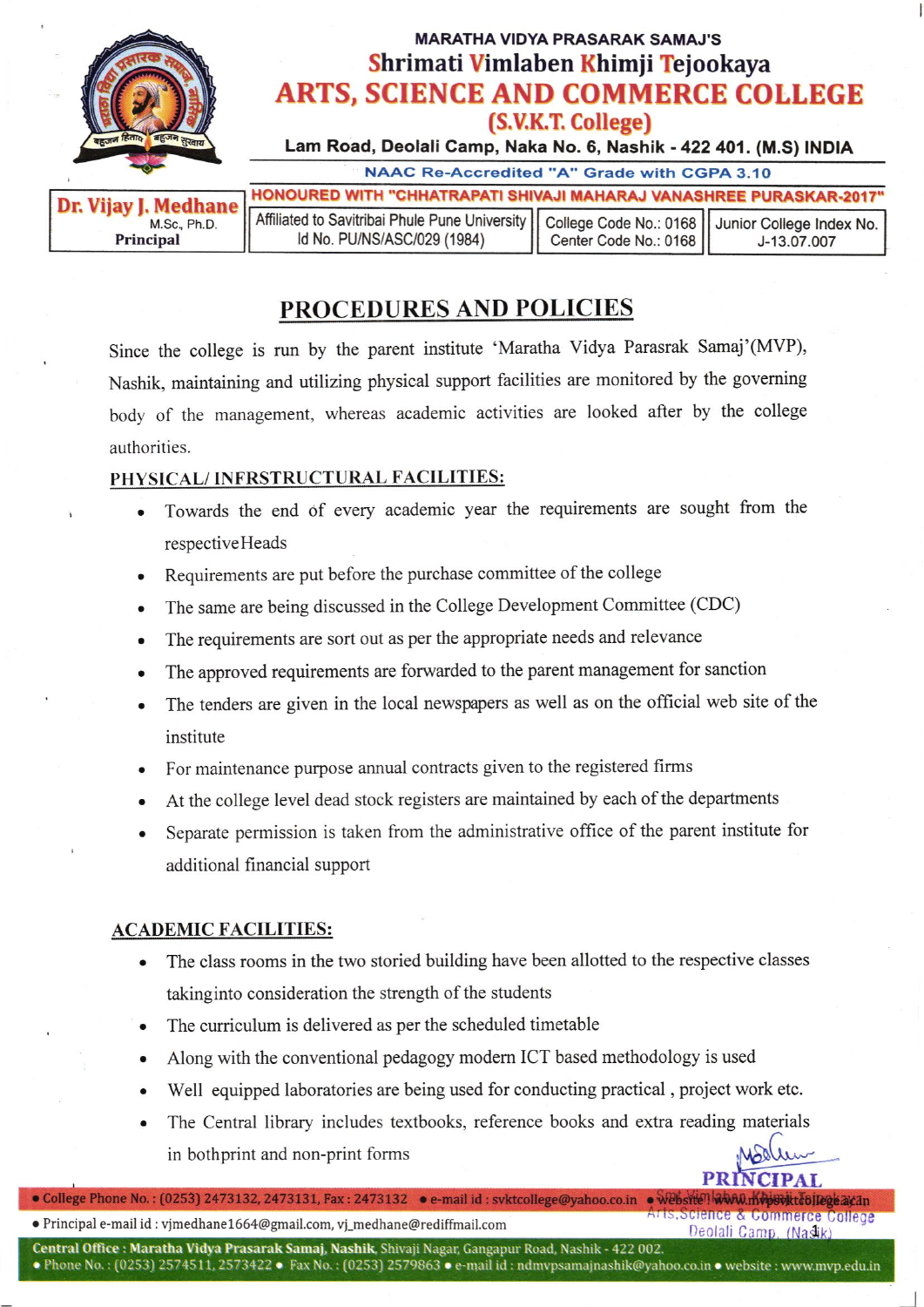MARATHA VIDYA PRASARAK SAMAJ'S

# Shrimati Vimlaben Khimji Tejookaya
# ARTS, SCIENCE AND COMMERCE COLLEGE
## (S.V.K.T. College)

**Lam Road, Deolali Camp, Naka No. 6, Nashik - 422 401. (M.S) INDIA**

NAAC Re-Accredited "A" Grade with CGPA 3.10

HONOURED WITH "CHHATRAPATI SHIVAJI MAHARAJ VANASHREE PURASKAR-2017"

| Dr. Vijay J. Medhane<br>M.Sc., Ph.D.<br>Principal | Affiliated to Savitribai Phule Pune University<br>Id No. PU/NS/ASC/029 (1984) | College Code No.: 0168<br>Center Code No.: 0168 | Junior College Index No.<br>J-13.07.007 |
|---|---|---|---|

## PROCEDURES AND POLICIES

Since the college is run by the parent institute 'Maratha Vidya Parasrak Samaj'(MVP), Nashik, maintaining and utilizing physical support facilities are monitored by the governing body of the management, whereas academic activities are looked after by the college authorities.

### PHYSICAL/ INFRSTRUCTURAL FACILITIES:

- Towards the end of every academic year the requirements are sought from the respective Heads
- Requirements are put before the purchase committee of the college
- The same are being discussed in the College Development Committee (CDC)
- The requirements are sort out as per the appropriate needs and relevance
- The approved requirements are forwarded to the parent management for sanction
- The tenders are given in the local newspapers as well as on the official web site of the institute
- For maintenance purpose annual contracts given to the registered firms
- At the college level dead stock registers are maintained by each of the departments
- Separate permission is taken from the administrative office of the parent institute for additional financial support

### ACADEMIC FACILITIES:

- The class rooms in the two storied building have been allotted to the respective classes takinginto consideration the strength of the students
- The curriculum is delivered as per the scheduled timetable
- Along with the conventional pedagogy modern ICT based methodology is used
- Well equipped laboratories are being used for conducting practical , project work etc.
- The Central library includes textbooks, reference books and extra reading materials in bothprint and non-print forms

PRINCIPAL
Smt. Vimlaben Khimji Tejookaya
Arts, Science & Commerce College
Deolali Camp, (Nasik)

• College Phone No. : (0253) 2473132, 2473131, Fax : 2473132 • e-mail id : svktcollege@yahoo.co.in • website : www.mvpsvktcollege.ac.in
• Principal e-mail id : vjmedhane1664@gmail.com, vj_medhane@rediffmail.com

Central Office : Maratha Vidya Prasarak Samaj, Nashik, Shivaji Nagar, Gangapur Road, Nashik - 422 002.
• Phone No. : (0253) 2574511, 2573422 • Fax No. : (0253) 2579863 • e-mail id : ndmvpsamajnashik@yahoo.co.in • website : www.mvp.edu.in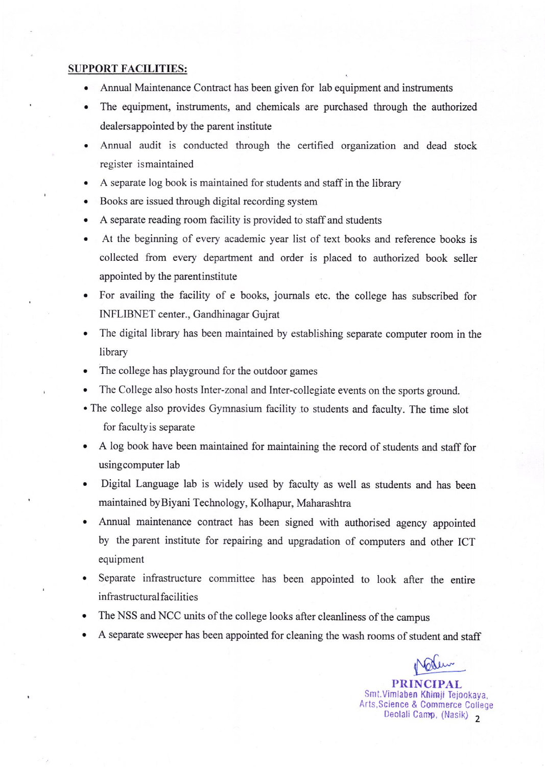**SUPPORT FACILITIES:**

- Annual Maintenance Contract has been given for lab equipment and instruments
- The equipment, instruments, and chemicals are purchased through the authorized dealersappointed by the parent institute
- Annual audit is conducted through the certified organization and dead stock register ismaintained
- A separate log book is maintained for students and staff in the library
- Books are issued through digital recording system
- A separate reading room facility is provided to staff and students
- At the beginning of every academic year list of text books and reference books is collected from every department and order is placed to authorized book seller appointed by the parentinstitute
- For availing the facility of e books, journals etc. the college has subscribed for INFLIBNET center., Gandhinagar Gujrat
- The digital library has been maintained by establishing separate computer room in the library
- The college has playground for the outdoor games
- The College also hosts Inter-zonal and Inter-collegiate events on the sports ground.
- The college also provides Gymnasium facility to students and faculty. The time slot for facultyis separate
- A log book have been maintained for maintaining the record of students and staff for usingcomputer lab
- Digital Language lab is widely used by faculty as well as students and has been maintained byBiyani Technology, Kolhapur, Maharashtra
- Annual maintenance contract has been signed with authorised agency appointed by the parent institute for repairing and upgradation of computers and other ICT equipment
- Separate infrastructure committee has been appointed to look after the entire infrastructuralfacilities
- The NSS and NCC units of the college looks after cleanliness of the campus
- A separate sweeper has been appointed for cleaning the wash rooms of student and staff

PRINCIPAL
Smt.Vimlaben Khimji Tejookaya,
Arts,Science & Commerce College
Deolali Camp, (Nasik)